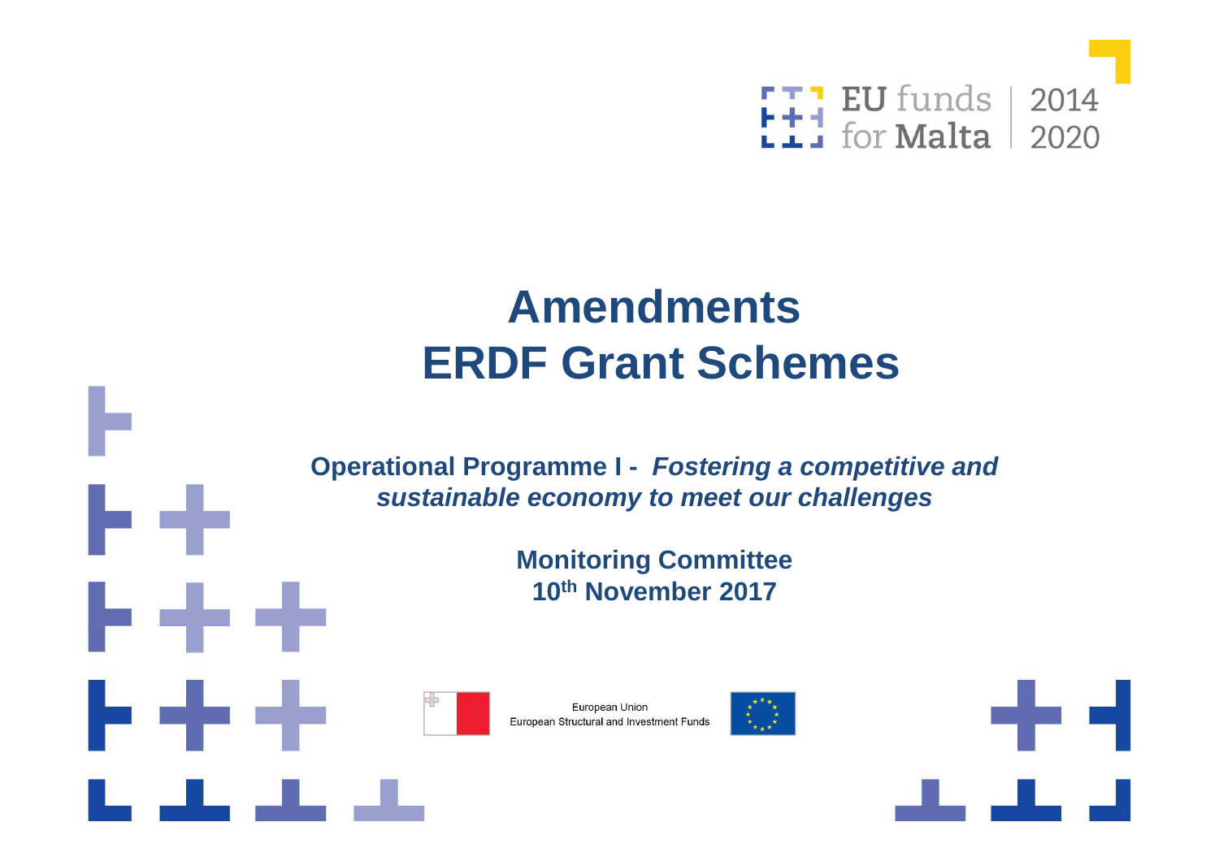EU funds for Malta | 2014 2020

# Amendments
# ERDF Grant Schemes

**Operational Programme I -** ***Fostering a competitive and sustainable economy to meet our challenges***

**Monitoring Committee**
**10th November 2017**

European Union
European Structural and Investment Funds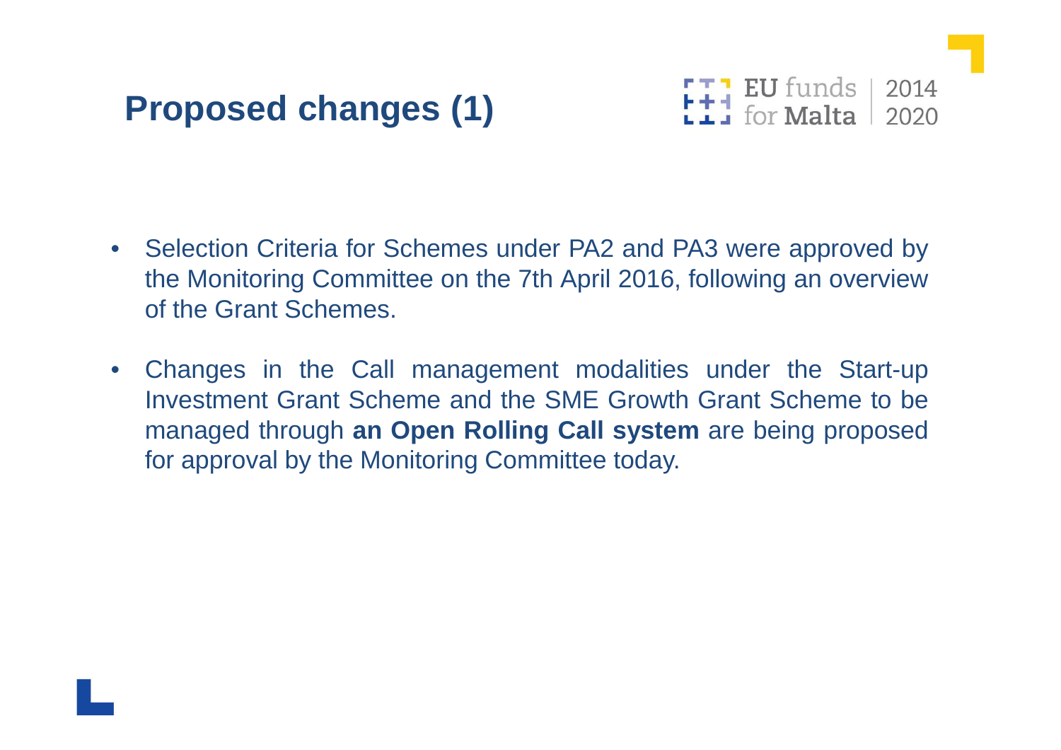# Proposed changes (1)

- Selection Criteria for Schemes under PA2 and PA3 were approved by the Monitoring Committee on the 7th April 2016, following an overview of the Grant Schemes.
- Changes in the Call management modalities under the Start-up Investment Grant Scheme and the SME Growth Grant Scheme to be managed through **an Open Rolling Call system** are being proposed for approval by the Monitoring Committee today.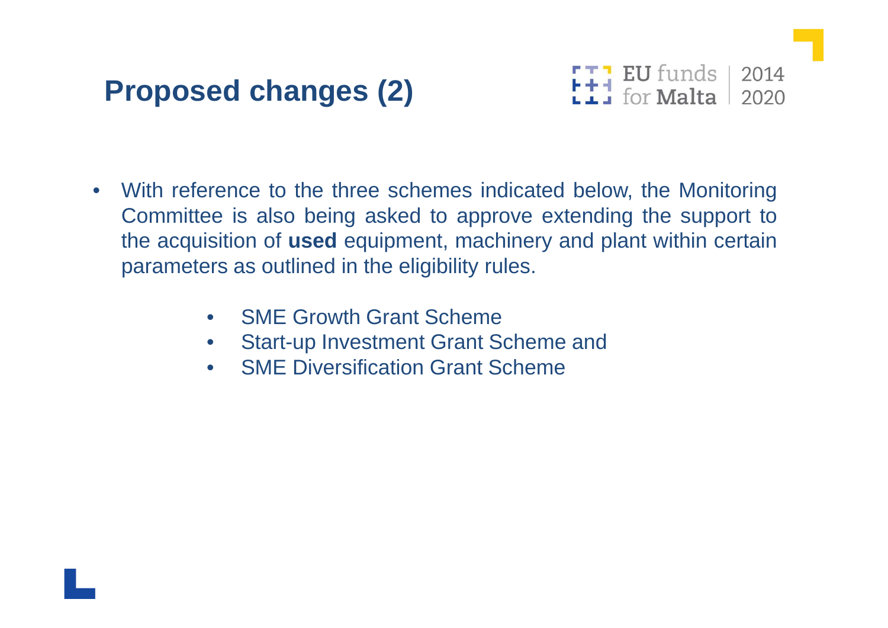# Proposed changes (2)

- With reference to the three schemes indicated below, the Monitoring Committee is also being asked to approve extending the support to the acquisition of **used** equipment, machinery and plant within certain parameters as outlined in the eligibility rules.
  - SME Growth Grant Scheme
  - Start-up Investment Grant Scheme and
  - SME Diversification Grant Scheme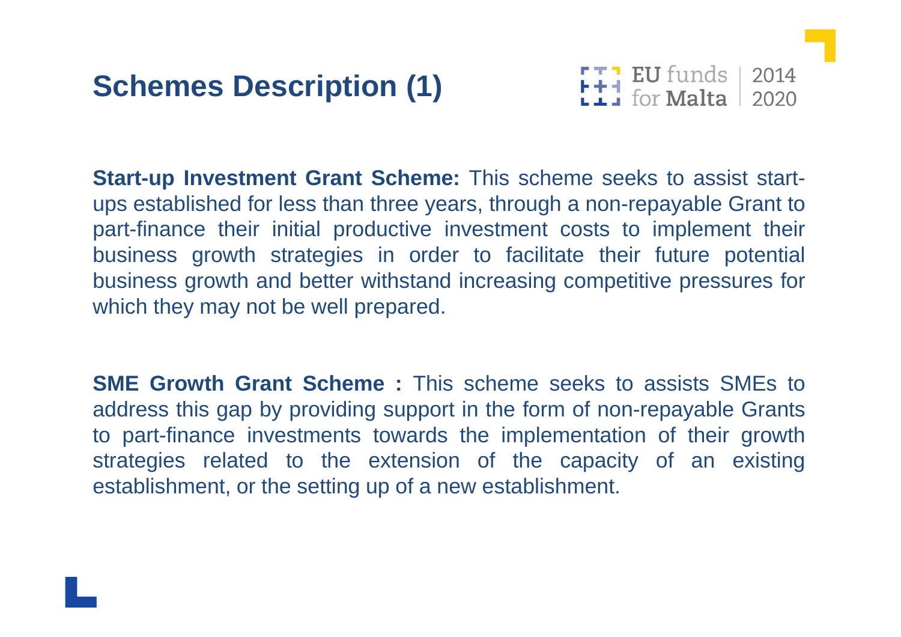# Schemes Description (1)

**Start-up Investment Grant Scheme:** This scheme seeks to assist start-ups established for less than three years, through a non-repayable Grant to part-finance their initial productive investment costs to implement their business growth strategies in order to facilitate their future potential business growth and better withstand increasing competitive pressures for which they may not be well prepared.

**SME Growth Grant Scheme :** This scheme seeks to assists SMEs to address this gap by providing support in the form of non-repayable Grants to part-finance investments towards the implementation of their growth strategies related to the extension of the capacity of an existing establishment, or the setting up of a new establishment.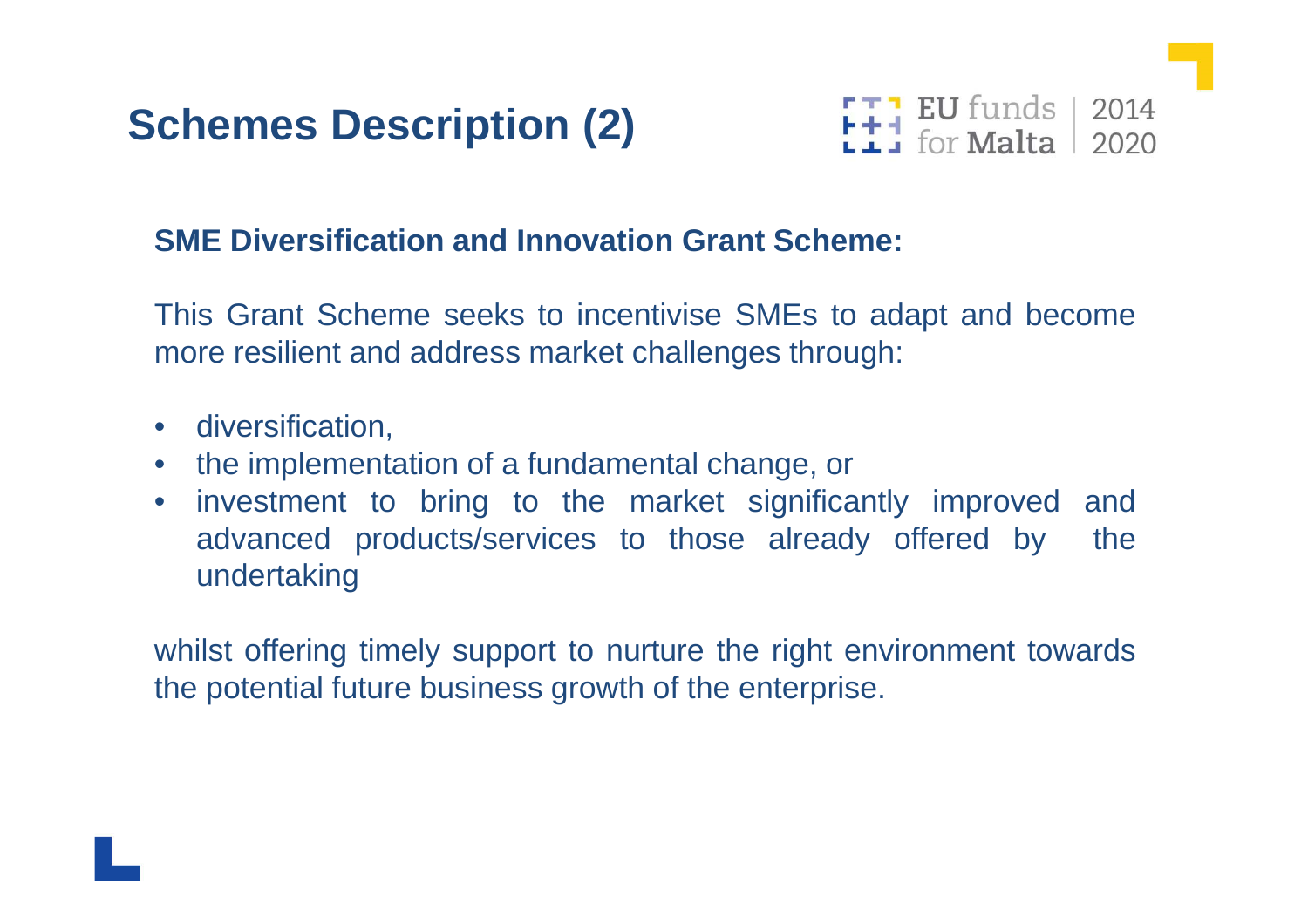# Schemes Description (2)

**SME Diversification and Innovation Grant Scheme:**

This Grant Scheme seeks to incentivise SMEs to adapt and become more resilient and address market challenges through:

- diversification,
- the implementation of a fundamental change, or
- investment to bring to the market significantly improved and advanced products/services to those already offered by the undertaking

whilst offering timely support to nurture the right environment towards the potential future business growth of the enterprise.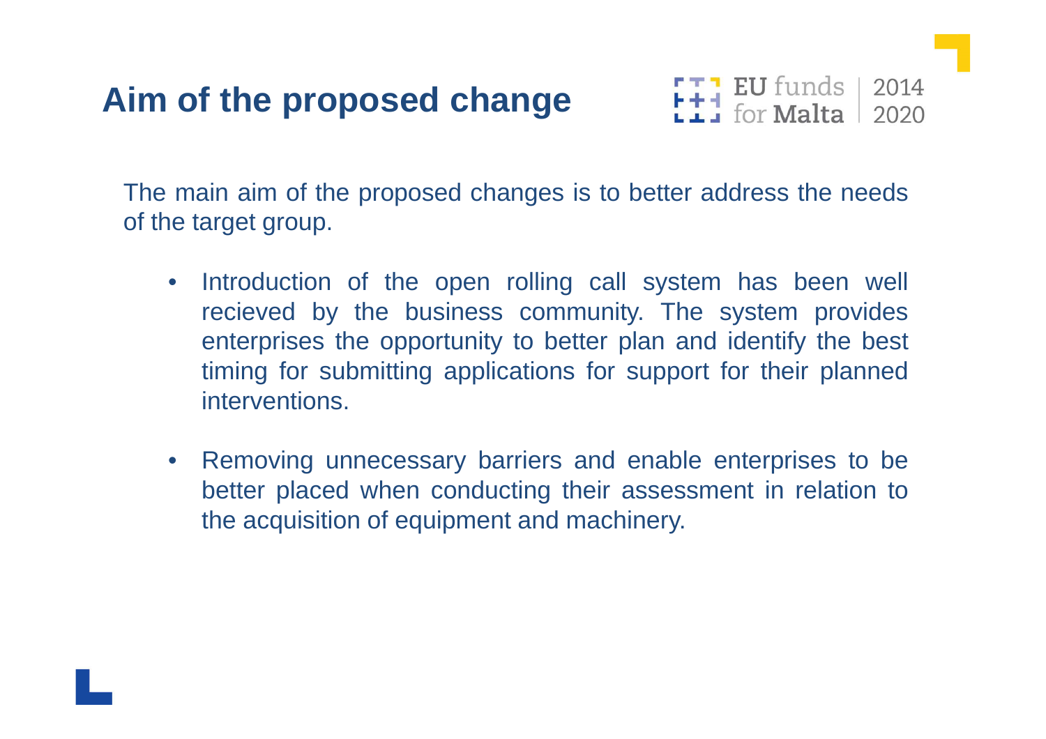# Aim of the proposed change

The main aim of the proposed changes is to better address the needs of the target group.

- Introduction of the open rolling call system has been well recieved by the business community. The system provides enterprises the opportunity to better plan and identify the best timing for submitting applications for support for their planned interventions.

- Removing unnecessary barriers and enable enterprises to be better placed when conducting their assessment in relation to the acquisition of equipment and machinery.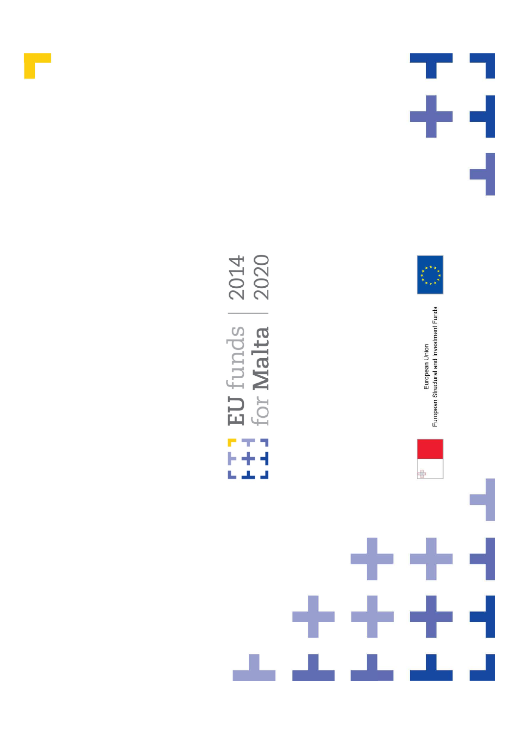EU funds for Malta | 2014 | 2020

European Union
European Structural and Investment Funds